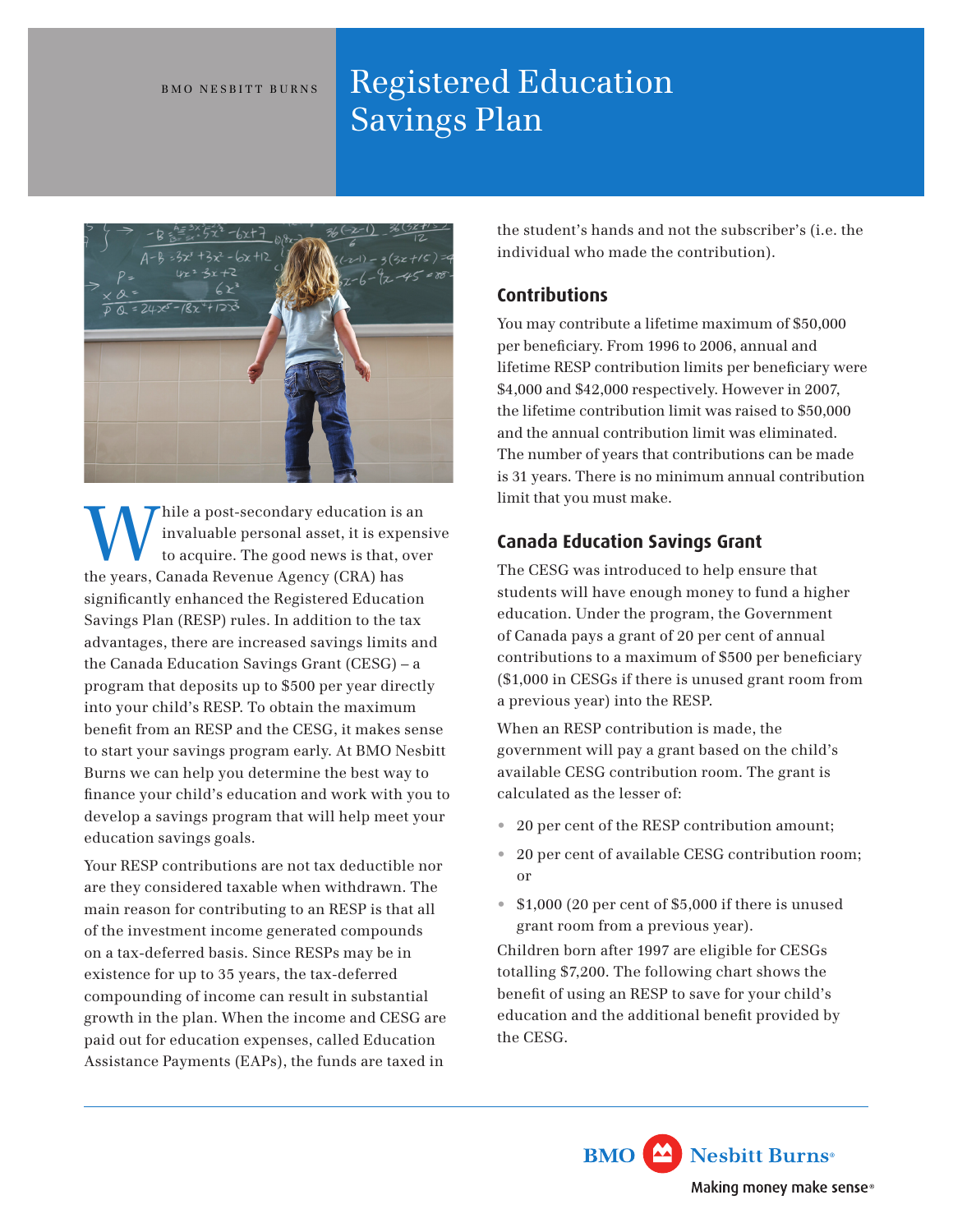BMO NESBITT BURNS

# Registered Education Savings Plan

While a post-secondary education is an invaluable personal asset, it is expensive to acquire. The good news is that, over the years, Canada Revenue Agency (CRA) has significantly enhanced the Registered Education Savings Plan (RESP) rules. In addition to the tax advantages, there are increased savings limits and the Canada Education Savings Grant (CESG) – a program that deposits up to $500 per year directly into your child's RESP. To obtain the maximum benefit from an RESP and the CESG, it makes sense to start your savings program early. At BMO Nesbitt Burns we can help you determine the best way to finance your child's education and work with you to develop a savings program that will help meet your education savings goals.

Your RESP contributions are not tax deductible nor are they considered taxable when withdrawn. The main reason for contributing to an RESP is that all of the investment income generated compounds on a tax-deferred basis. Since RESPs may be in existence for up to 35 years, the tax-deferred compounding of income can result in substantial growth in the plan. When the income and CESG are paid out for education expenses, called Education Assistance Payments (EAPs), the funds are taxed in the student's hands and not the subscriber's (i.e. the individual who made the contribution).

## Contributions

You may contribute a lifetime maximum of $50,000 per beneficiary. From 1996 to 2006, annual and lifetime RESP contribution limits per beneficiary were $4,000 and $42,000 respectively. However in 2007, the lifetime contribution limit was raised to $50,000 and the annual contribution limit was eliminated. The number of years that contributions can be made is 31 years. There is no minimum annual contribution limit that you must make.

## Canada Education Savings Grant

The CESG was introduced to help ensure that students will have enough money to fund a higher education. Under the program, the Government of Canada pays a grant of 20 per cent of annual contributions to a maximum of $500 per beneficiary ($1,000 in CESGs if there is unused grant room from a previous year) into the RESP.

When an RESP contribution is made, the government will pay a grant based on the child's available CESG contribution room. The grant is calculated as the lesser of:

- 20 per cent of the RESP contribution amount;
- 20 per cent of available CESG contribution room; or
- $1,000 (20 per cent of $5,000 if there is unused grant room from a previous year).

Children born after 1997 are eligible for CESGs totalling $7,200. The following chart shows the benefit of using an RESP to save for your child's education and the additional benefit provided by the CESG.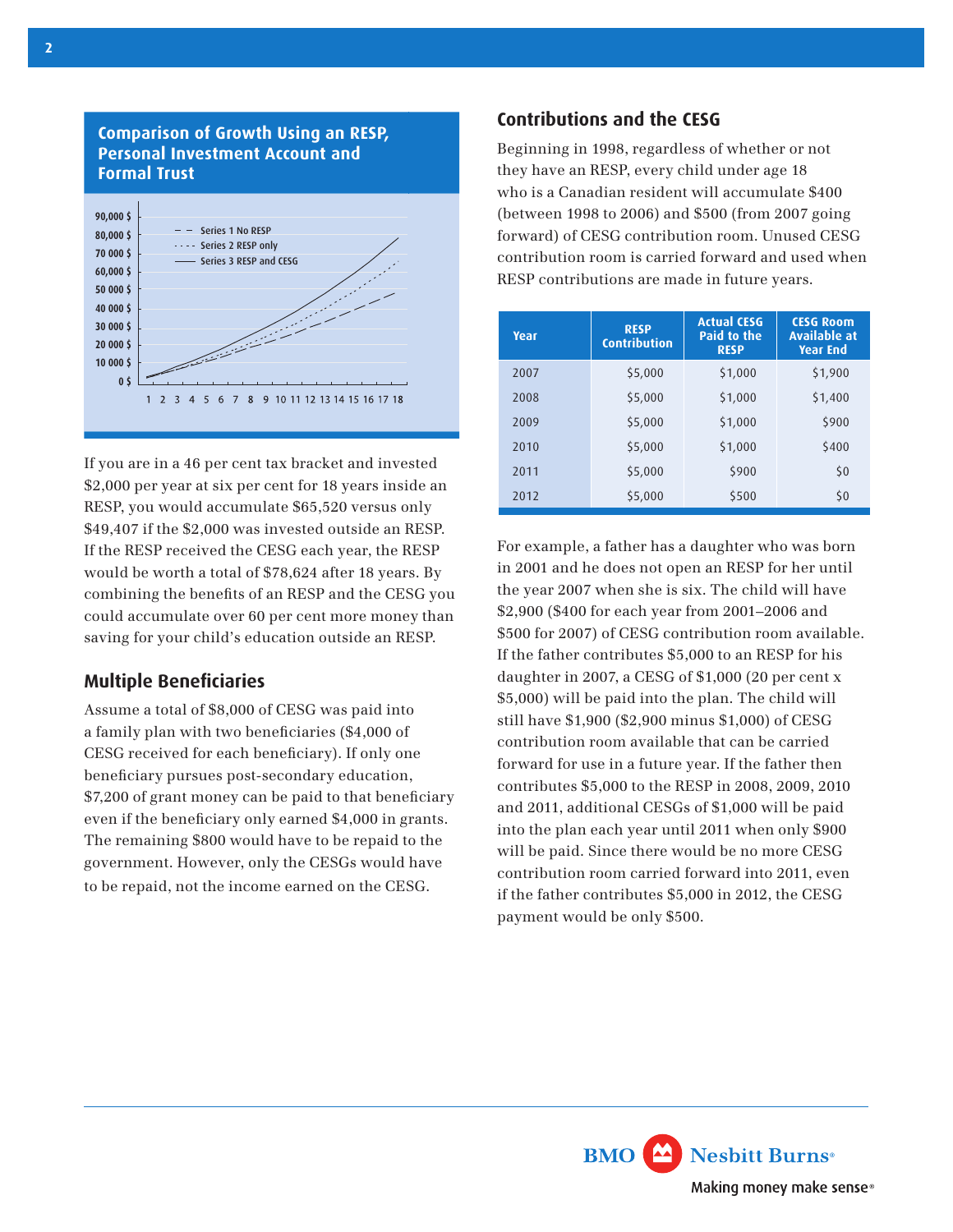## Comparison of Growth Using an RESP, Personal Investment Account and Formal Trust

If you are in a 46 per cent tax bracket and invested $2,000 per year at six per cent for 18 years inside an RESP, you would accumulate $65,520 versus only $49,407 if the $2,000 was invested outside an RESP. If the RESP received the CESG each year, the RESP would be worth a total of $78,624 after 18 years. By combining the benefits of an RESP and the CESG you could accumulate over 60 per cent more money than saving for your child's education outside an RESP.

## Multiple Beneficiaries

Assume a total of $8,000 of CESG was paid into a family plan with two beneficiaries ($4,000 of CESG received for each beneficiary). If only one beneficiary pursues post-secondary education, $7,200 of grant money can be paid to that beneficiary even if the beneficiary only earned $4,000 in grants. The remaining $800 would have to be repaid to the government. However, only the CESGs would have to be repaid, not the income earned on the CESG.

## Contributions and the CESG

Beginning in 1998, regardless of whether or not they have an RESP, every child under age 18 who is a Canadian resident will accumulate $400 (between 1998 to 2006) and $500 (from 2007 going forward) of CESG contribution room. Unused CESG contribution room is carried forward and used when RESP contributions are made in future years.

| Year | RESP Contribution | Actual CESG Paid to the RESP | CESG Room Available at Year End |
|---|---|---|---|
| 2007 | $5,000 | $1,000 | $1,900 |
| 2008 | $5,000 | $1,000 | $1,400 |
| 2009 | $5,000 | $1,000 | $900 |
| 2010 | $5,000 | $1,000 | $400 |
| 2011 | $5,000 | $900 | $0 |
| 2012 | $5,000 | $500 | $0 |

For example, a father has a daughter who was born in 2001 and he does not open an RESP for her until the year 2007 when she is six. The child will have $2,900 ($400 for each year from 2001–2006 and $500 for 2007) of CESG contribution room available. If the father contributes $5,000 to an RESP for his daughter in 2007, a CESG of $1,000 (20 per cent x $5,000) will be paid into the plan. The child will still have $1,900 ($2,900 minus $1,000) of CESG contribution room available that can be carried forward for use in a future year. If the father then contributes $5,000 to the RESP in 2008, 2009, 2010 and 2011, additional CESGs of $1,000 will be paid into the plan each year until 2011 when only $900 will be paid. Since there would be no more CESG contribution room carried forward into 2011, even if the father contributes $5,000 in 2012, the CESG payment would be only $500.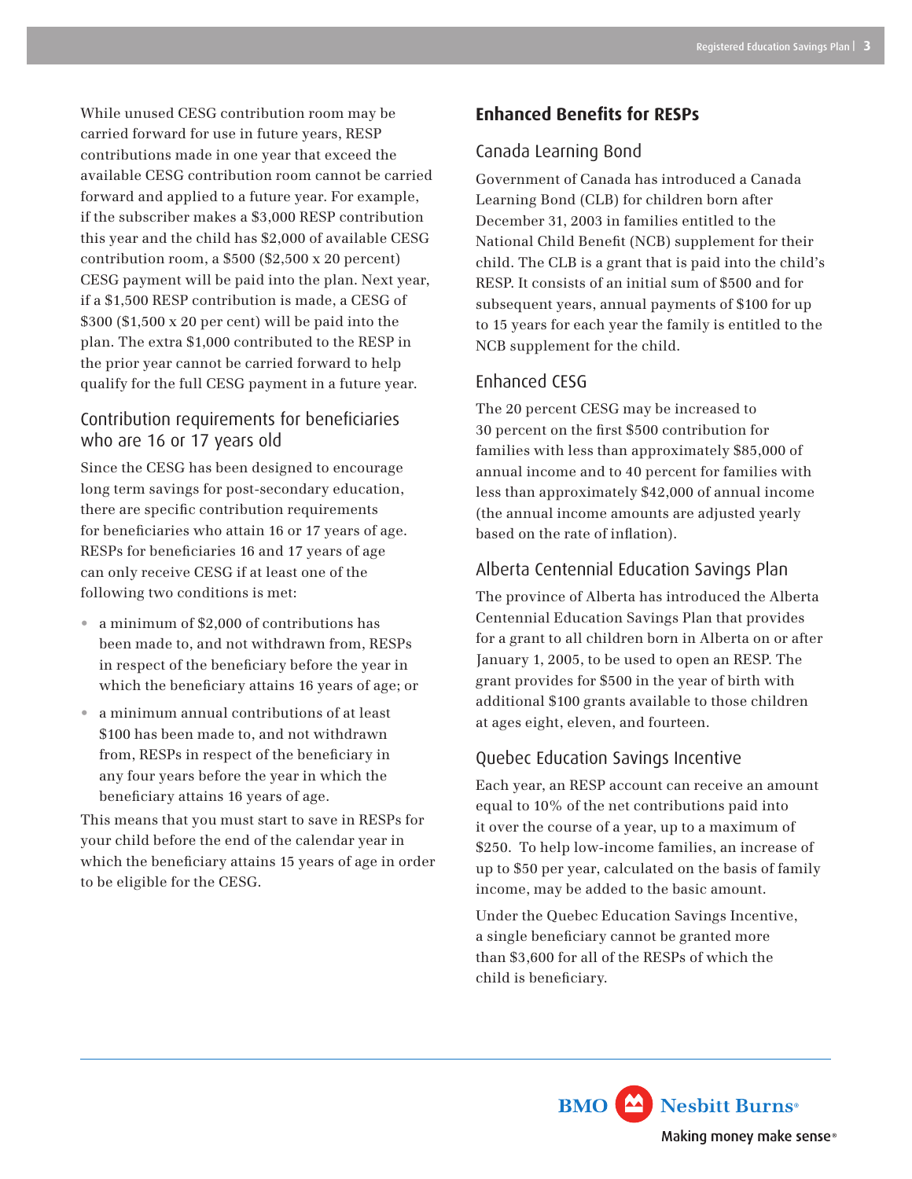While unused CESG contribution room may be carried forward for use in future years, RESP contributions made in one year that exceed the available CESG contribution room cannot be carried forward and applied to a future year. For example, if the subscriber makes a $3,000 RESP contribution this year and the child has $2,000 of available CESG contribution room, a $500 ($2,500 x 20 percent) CESG payment will be paid into the plan. Next year, if a $1,500 RESP contribution is made, a CESG of $300 ($1,500 x 20 per cent) will be paid into the plan. The extra $1,000 contributed to the RESP in the prior year cannot be carried forward to help qualify for the full CESG payment in a future year.

### Contribution requirements for beneficiaries who are 16 or 17 years old

Since the CESG has been designed to encourage long term savings for post-secondary education, there are specific contribution requirements for beneficiaries who attain 16 or 17 years of age. RESPs for beneficiaries 16 and 17 years of age can only receive CESG if at least one of the following two conditions is met:

- a minimum of $2,000 of contributions has been made to, and not withdrawn from, RESPs in respect of the beneficiary before the year in which the beneficiary attains 16 years of age; or
- a minimum annual contributions of at least $100 has been made to, and not withdrawn from, RESPs in respect of the beneficiary in any four years before the year in which the beneficiary attains 16 years of age.

This means that you must start to save in RESPs for your child before the end of the calendar year in which the beneficiary attains 15 years of age in order to be eligible for the CESG.

## Enhanced Benefits for RESPs

### Canada Learning Bond

Government of Canada has introduced a Canada Learning Bond (CLB) for children born after December 31, 2003 in families entitled to the National Child Benefit (NCB) supplement for their child. The CLB is a grant that is paid into the child's RESP. It consists of an initial sum of $500 and for subsequent years, annual payments of $100 for up to 15 years for each year the family is entitled to the NCB supplement for the child.

### Enhanced CESG

The 20 percent CESG may be increased to 30 percent on the first $500 contribution for families with less than approximately $85,000 of annual income and to 40 percent for families with less than approximately $42,000 of annual income (the annual income amounts are adjusted yearly based on the rate of inflation).

### Alberta Centennial Education Savings Plan

The province of Alberta has introduced the Alberta Centennial Education Savings Plan that provides for a grant to all children born in Alberta on or after January 1, 2005, to be used to open an RESP. The grant provides for $500 in the year of birth with additional $100 grants available to those children at ages eight, eleven, and fourteen.

### Quebec Education Savings Incentive

Each year, an RESP account can receive an amount equal to 10% of the net contributions paid into it over the course of a year, up to a maximum of $250. To help low-income families, an increase of up to $50 per year, calculated on the basis of family income, may be added to the basic amount.

Under the Quebec Education Savings Incentive, a single beneficiary cannot be granted more than $3,600 for all of the RESPs of which the child is beneficiary.

BMO Nesbitt Burns®
Making money make sense®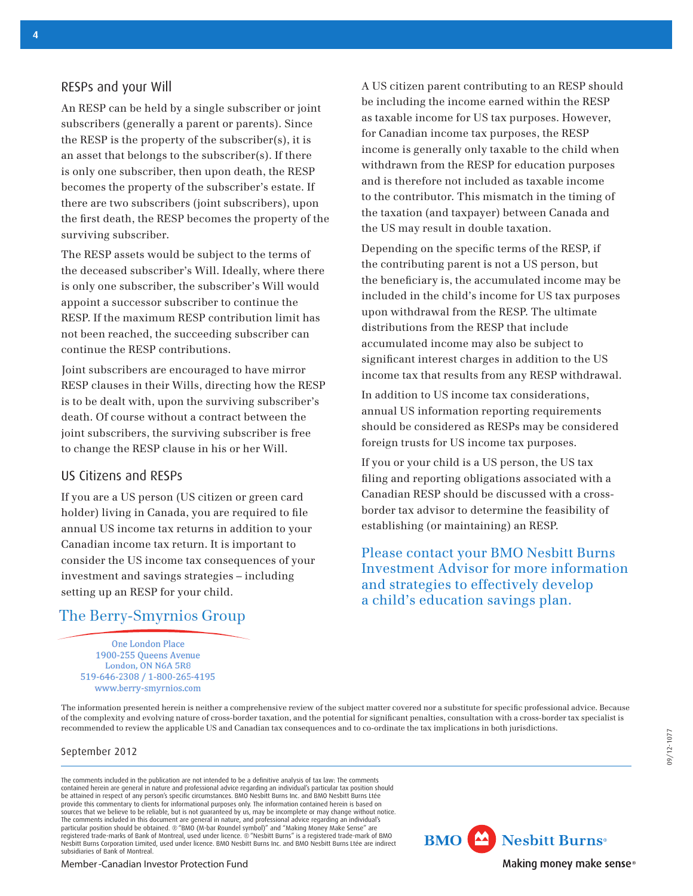## RESPs and your Will

An RESP can be held by a single subscriber or joint subscribers (generally a parent or parents). Since the RESP is the property of the subscriber(s), it is an asset that belongs to the subscriber(s). If there is only one subscriber, then upon death, the RESP becomes the property of the subscriber's estate. If there are two subscribers (joint subscribers), upon the first death, the RESP becomes the property of the surviving subscriber.

The RESP assets would be subject to the terms of the deceased subscriber's Will. Ideally, where there is only one subscriber, the subscriber's Will would appoint a successor subscriber to continue the RESP. If the maximum RESP contribution limit has not been reached, the succeeding subscriber can continue the RESP contributions.

Joint subscribers are encouraged to have mirror RESP clauses in their Wills, directing how the RESP is to be dealt with, upon the surviving subscriber's death. Of course without a contract between the joint subscribers, the surviving subscriber is free to change the RESP clause in his or her Will.

## US Citizens and RESPs

If you are a US person (US citizen or green card holder) living in Canada, you are required to file annual US income tax returns in addition to your Canadian income tax return. It is important to consider the US income tax consequences of your investment and savings strategies – including setting up an RESP for your child.

A US citizen parent contributing to an RESP should be including the income earned within the RESP as taxable income for US tax purposes. However, for Canadian income tax purposes, the RESP income is generally only taxable to the child when withdrawn from the RESP for education purposes and is therefore not included as taxable income to the contributor. This mismatch in the timing of the taxation (and taxpayer) between Canada and the US may result in double taxation.

Depending on the specific terms of the RESP, if the contributing parent is not a US person, but the beneficiary is, the accumulated income may be included in the child's income for US tax purposes upon withdrawal from the RESP. The ultimate distributions from the RESP that include accumulated income may also be subject to significant interest charges in addition to the US income tax that results from any RESP withdrawal.

In addition to US income tax considerations, annual US information reporting requirements should be considered as RESPs may be considered foreign trusts for US income tax purposes.

If you or your child is a US person, the US tax filing and reporting obligations associated with a Canadian RESP should be discussed with a cross-border tax advisor to determine the feasibility of establishing (or maintaining) an RESP.

Please contact your BMO Nesbitt Burns Investment Advisor for more information and strategies to effectively develop a child's education savings plan.

The Berry-Smyrnios Group

One London Place
1900-255 Queens Avenue
London, ON N6A 5R8
519-646-2308 / 1-800-265-4195
www.berry-smyrnios.com

The information presented herein is neither a comprehensive review of the subject matter covered nor a substitute for specific professional advice. Because of the complexity and evolving nature of cross-border taxation, and the potential for significant penalties, consultation with a cross-border tax specialist is recommended to review the applicable US and Canadian tax consequences and to co-ordinate the tax implications in both jurisdictions.

September 2012

09/12-1077

The comments included in the publication are not intended to be a definitive analysis of tax law: The comments contained herein are general in nature and professional advice regarding an individual's particular tax position should be attained in respect of any person's specific circumstances. BMO Nesbitt Burns Inc. and BMO Nesbitt Burns Ltée provide this commentary to clients for informational purposes only. The information contained herein is based on sources that we believe to be reliable, but is not guaranteed by us, may be incomplete or may change without notice. The comments included in this document are general in nature, and professional advice regarding an individual's particular position should be obtained. ® "BMO (M-bar Roundel symbol)" and "Making Money Make Sense" are registered trade-marks of Bank of Montreal, used under licence. ® "Nesbitt Burns" is a registered trade-mark of BMO Nesbitt Burns Corporation Limited, used under licence. BMO Nesbitt Burns Inc. and BMO Nesbitt Burns Ltée are indirect subsidiaries of Bank of Montreal.

Member-Canadian Investor Protection Fund

BMO Nesbitt Burns®

Making money make sense®